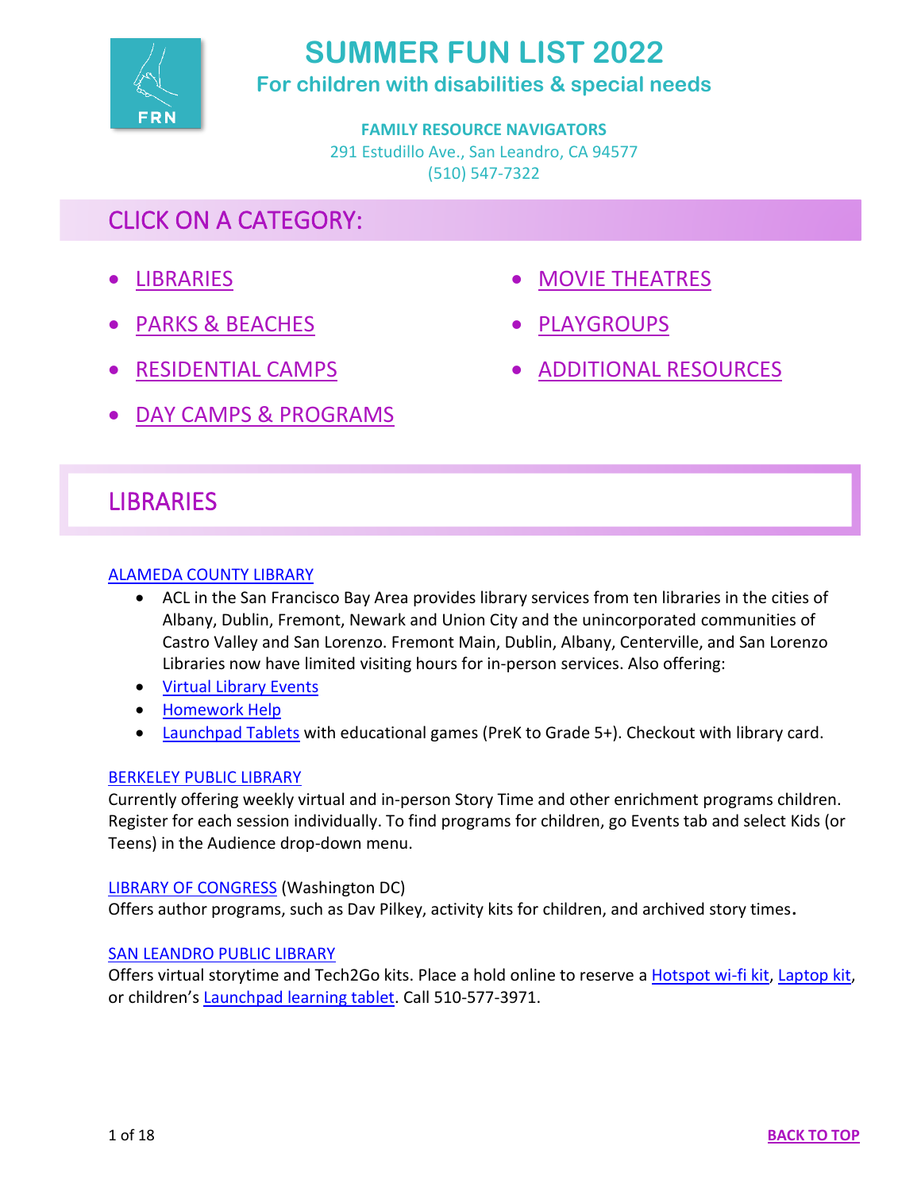# SUMMER FUN LIST 2022

## For children with disabilities & special needs

**FAMILY RESOURCE NAVIGATORS**
291 Estudillo Ave., San Leandro, CA 94577
(510) 547-7322

## CLICK ON A CATEGORY:

- LIBRARIES
- PARKS & BEACHES
- RESIDENTIAL CAMPS
- DAY CAMPS & PROGRAMS
- MOVIE THEATRES
- PLAYGROUPS
- ADDITIONAL RESOURCES

## LIBRARIES

### ALAMEDA COUNTY LIBRARY

- ACL in the San Francisco Bay Area provides library services from ten libraries in the cities of Albany, Dublin, Fremont, Newark and Union City and the unincorporated communities of Castro Valley and San Lorenzo. Fremont Main, Dublin, Albany, Centerville, and San Lorenzo Libraries now have limited visiting hours for in-person services. Also offering:
- Virtual Library Events
- Homework Help
- Launchpad Tablets with educational games (PreK to Grade 5+). Checkout with library card.

### BERKELEY PUBLIC LIBRARY

Currently offering weekly virtual and in-person Story Time and other enrichment programs children. Register for each session individually. To find programs for children, go Events tab and select Kids (or Teens) in the Audience drop-down menu.

### LIBRARY OF CONGRESS (Washington DC)

Offers author programs, such as Dav Pilkey, activity kits for children, and archived story times.

### SAN LEANDRO PUBLIC LIBRARY

Offers virtual storytime and Tech2Go kits. Place a hold online to reserve a Hotspot wi-fi kit, Laptop kit, or children's Launchpad learning tablet. Call 510-577-3971.

BACK TO TOP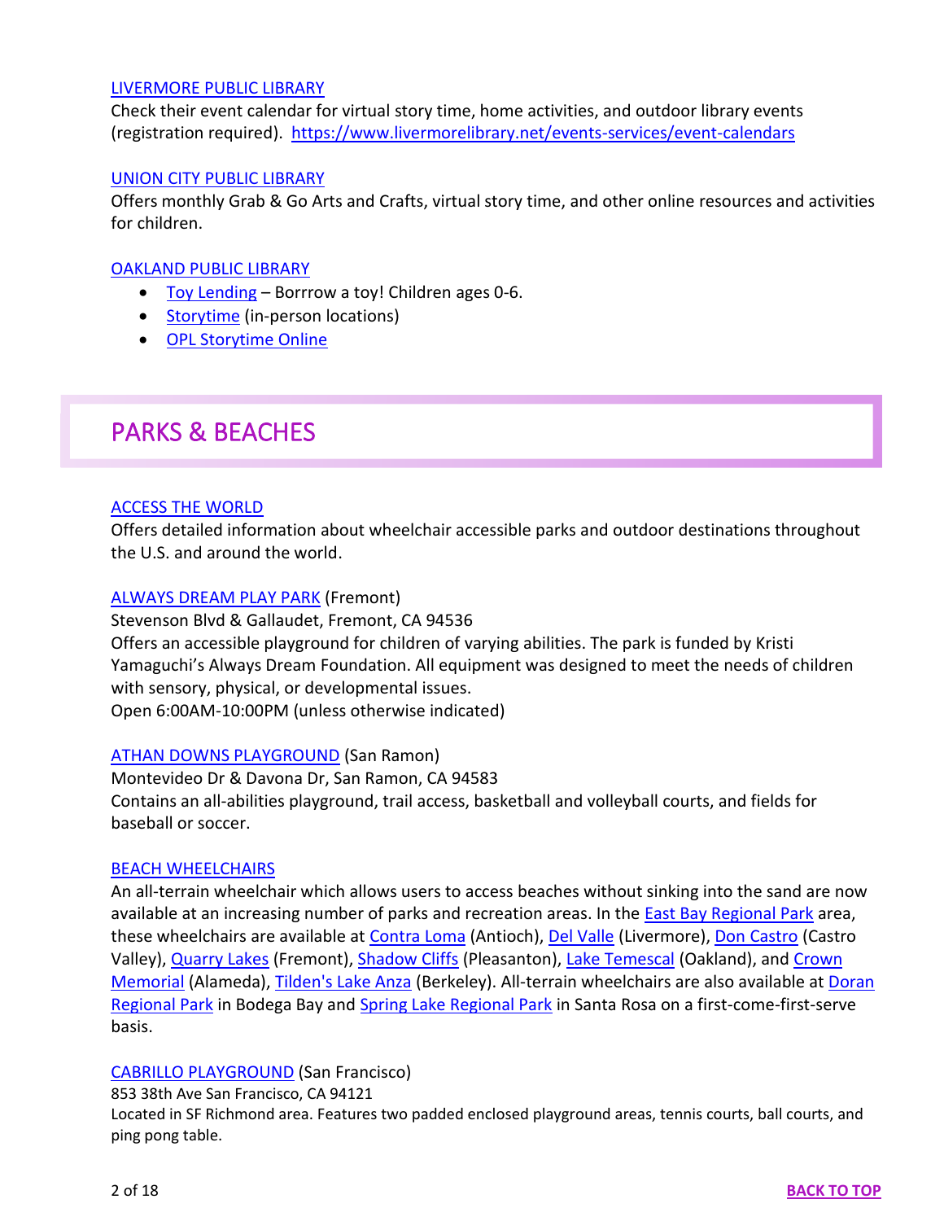LIVERMORE PUBLIC LIBRARY

Check their event calendar for virtual story time, home activities, and outdoor library events (registration required). https://www.livermorelibrary.net/events-services/event-calendars

UNION CITY PUBLIC LIBRARY

Offers monthly Grab & Go Arts and Crafts, virtual story time, and other online resources and activities for children.

OAKLAND PUBLIC LIBRARY

- Toy Lending – Borrrow a toy! Children ages 0-6.
- Storytime (in-person locations)
- OPL Storytime Online

## PARKS & BEACHES

ACCESS THE WORLD

Offers detailed information about wheelchair accessible parks and outdoor destinations throughout the U.S. and around the world.

ALWAYS DREAM PLAY PARK (Fremont)

Stevenson Blvd & Gallaudet, Fremont, CA 94536

Offers an accessible playground for children of varying abilities. The park is funded by Kristi Yamaguchi's Always Dream Foundation. All equipment was designed to meet the needs of children with sensory, physical, or developmental issues.

Open 6:00AM-10:00PM (unless otherwise indicated)

ATHAN DOWNS PLAYGROUND (San Ramon)

Montevideo Dr & Davona Dr, San Ramon, CA 94583

Contains an all-abilities playground, trail access, basketball and volleyball courts, and fields for baseball or soccer.

BEACH WHEELCHAIRS

An all-terrain wheelchair which allows users to access beaches without sinking into the sand are now available at an increasing number of parks and recreation areas. In the East Bay Regional Park area, these wheelchairs are available at Contra Loma (Antioch), Del Valle (Livermore), Don Castro (Castro Valley), Quarry Lakes (Fremont), Shadow Cliffs (Pleasanton), Lake Temescal (Oakland), and Crown Memorial (Alameda), Tilden's Lake Anza (Berkeley). All-terrain wheelchairs are also available at Doran Regional Park in Bodega Bay and Spring Lake Regional Park in Santa Rosa on a first-come-first-serve basis.

CABRILLO PLAYGROUND (San Francisco)

853 38th Ave San Francisco, CA 94121

Located in SF Richmond area. Features two padded enclosed playground areas, tennis courts, ball courts, and ping pong table.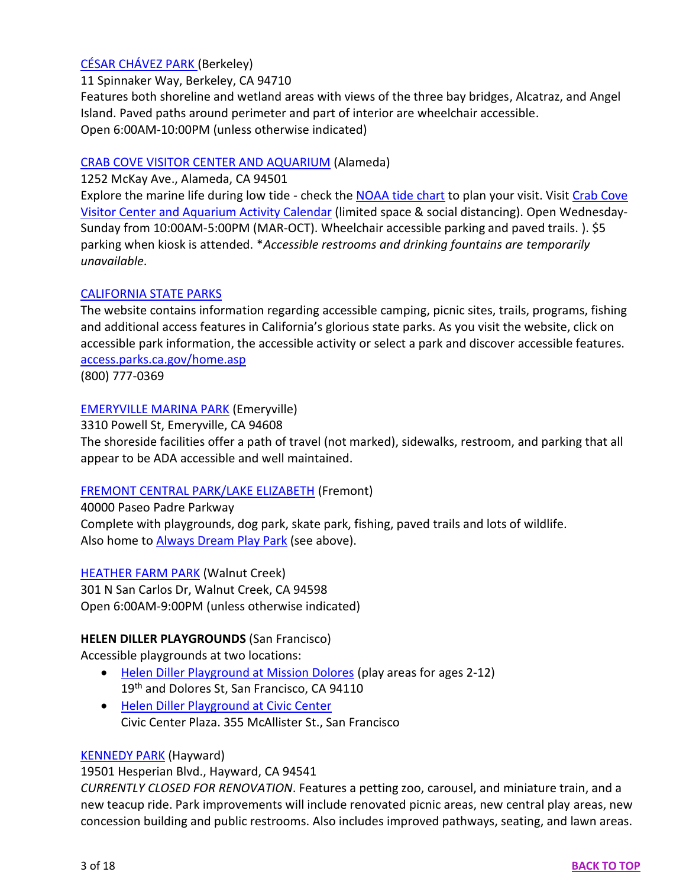CÉSAR CHÁVEZ PARK (Berkeley)
11 Spinnaker Way, Berkeley, CA 94710
Features both shoreline and wetland areas with views of the three bay bridges, Alcatraz, and Angel Island. Paved paths around perimeter and part of interior are wheelchair accessible.
Open 6:00AM-10:00PM (unless otherwise indicated)

CRAB COVE VISITOR CENTER AND AQUARIUM (Alameda)
1252 McKay Ave., Alameda, CA 94501
Explore the marine life during low tide - check the NOAA tide chart to plan your visit. Visit Crab Cove Visitor Center and Aquarium Activity Calendar (limited space & social distancing). Open Wednesday-Sunday from 10:00AM-5:00PM (MAR-OCT). Wheelchair accessible parking and paved trails. ). $5 parking when kiosk is attended. **Accessible restrooms and drinking fountains are temporarily unavailable*.

CALIFORNIA STATE PARKS
The website contains information regarding accessible camping, picnic sites, trails, programs, fishing and additional access features in California's glorious state parks. As you visit the website, click on accessible park information, the accessible activity or select a park and discover accessible features.
access.parks.ca.gov/home.asp
(800) 777-0369

EMERYVILLE MARINA PARK (Emeryville)
3310 Powell St, Emeryville, CA 94608
The shoreside facilities offer a path of travel (not marked), sidewalks, restroom, and parking that all appear to be ADA accessible and well maintained.

FREMONT CENTRAL PARK/LAKE ELIZABETH (Fremont)
40000 Paseo Padre Parkway
Complete with playgrounds, dog park, skate park, fishing, paved trails and lots of wildlife.
Also home to Always Dream Play Park (see above).

HEATHER FARM PARK (Walnut Creek)
301 N San Carlos Dr, Walnut Creek, CA 94598
Open 6:00AM-9:00PM (unless otherwise indicated)

**HELEN DILLER PLAYGROUNDS** (San Francisco)
Accessible playgrounds at two locations:

- Helen Diller Playground at Mission Dolores (play areas for ages 2-12)
  19th and Dolores St, San Francisco, CA 94110
- Helen Diller Playground at Civic Center
  Civic Center Plaza. 355 McAllister St., San Francisco

KENNEDY PARK (Hayward)
19501 Hesperian Blvd., Hayward, CA 94541
*CURRENTLY CLOSED FOR RENOVATION*. Features a petting zoo, carousel, and miniature train, and a new teacup ride. Park improvements will include renovated picnic areas, new central play areas, new concession building and public restrooms. Also includes improved pathways, seating, and lawn areas.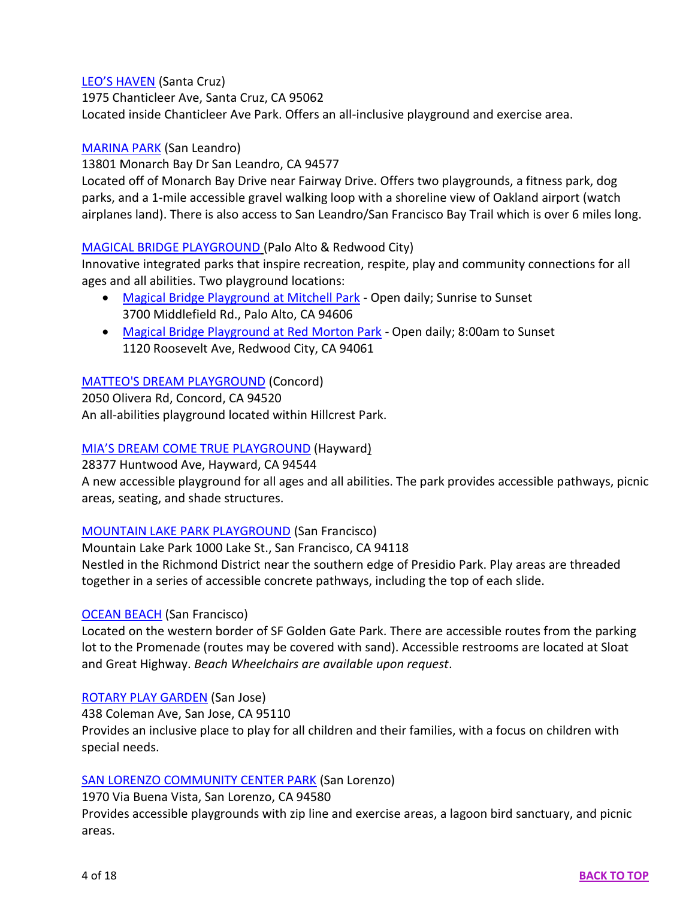[LEO'S HAVEN](#) (Santa Cruz)
1975 Chanticleer Ave, Santa Cruz, CA 95062
Located inside Chanticleer Ave Park. Offers an all-inclusive playground and exercise area.

[MARINA PARK](#) (San Leandro)
13801 Monarch Bay Dr San Leandro, CA 94577
Located off of Monarch Bay Drive near Fairway Drive. Offers two playgrounds, a fitness park, dog parks, and a 1-mile accessible gravel walking loop with a shoreline view of Oakland airport (watch airplanes land). There is also access to San Leandro/San Francisco Bay Trail which is over 6 miles long.

[MAGICAL BRIDGE PLAYGROUND](#) (Palo Alto & Redwood City)
Innovative integrated parks that inspire recreation, respite, play and community connections for all ages and all abilities. Two playground locations:

- [Magical Bridge Playground at Mitchell Park](#) - Open daily; Sunrise to Sunset
  3700 Middlefield Rd., Palo Alto, CA 94606
- [Magical Bridge Playground at Red Morton Park](#) - Open daily; 8:00am to Sunset
  1120 Roosevelt Ave, Redwood City, CA 94061

[MATTEO'S DREAM PLAYGROUND](#) (Concord)
2050 Olivera Rd, Concord, CA 94520
An all-abilities playground located within Hillcrest Park.

[MIA'S DREAM COME TRUE PLAYGROUND](#) (Hayward)
28377 Huntwood Ave, Hayward, CA 94544
A new accessible playground for all ages and all abilities. The park provides accessible pathways, picnic areas, seating, and shade structures.

[MOUNTAIN LAKE PARK PLAYGROUND](#) (San Francisco)
Mountain Lake Park 1000 Lake St., San Francisco, CA 94118
Nestled in the Richmond District near the southern edge of Presidio Park. Play areas are threaded together in a series of accessible concrete pathways, including the top of each slide.

[OCEAN BEACH](#) (San Francisco)
Located on the western border of SF Golden Gate Park. There are accessible routes from the parking lot to the Promenade (routes may be covered with sand). Accessible restrooms are located at Sloat and Great Highway. *Beach Wheelchairs are available upon request*.

[ROTARY PLAY GARDEN](#) (San Jose)
438 Coleman Ave, San Jose, CA 95110
Provides an inclusive place to play for all children and their families, with a focus on children with special needs.

[SAN LORENZO COMMUNITY CENTER PARK](#) (San Lorenzo)
1970 Via Buena Vista, San Lorenzo, CA 94580
Provides accessible playgrounds with zip line and exercise areas, a lagoon bird sanctuary, and picnic areas.

[BACK TO TOP](#)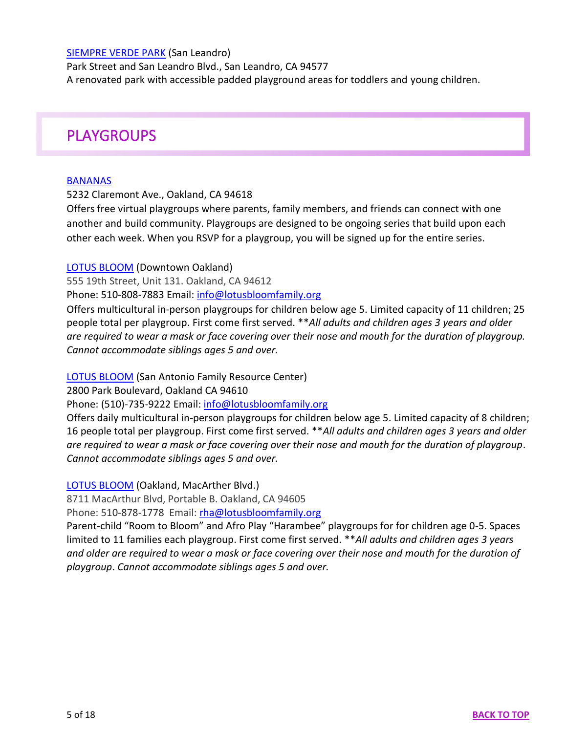[SIEMPRE VERDE PARK](#) (San Leandro)
Park Street and San Leandro Blvd., San Leandro, CA 94577
A renovated park with accessible padded playground areas for toddlers and young children.

## PLAYGROUPS

[BANANAS](#)
5232 Claremont Ave., Oakland, CA 94618
Offers free virtual playgroups where parents, family members, and friends can connect with one another and build community. Playgroups are designed to be ongoing series that build upon each other each week. When you RSVP for a playgroup, you will be signed up for the entire series.

[LOTUS BLOOM](#) (Downtown Oakland)
555 19th Street, Unit 131. Oakland, CA 94612
Phone: 510-808-7883 Email: info@lotusbloomfamily.org
Offers multicultural in-person playgroups for children below age 5. Limited capacity of 11 children; 25 people total per playgroup. First come first served. ***All adults and children ages 3 years and older are required to wear a mask or face covering over their nose and mouth for the duration of playgroup. Cannot accommodate siblings ages 5 and over.*

[LOTUS BLOOM](#) (San Antonio Family Resource Center)
2800 Park Boulevard, Oakland CA 94610
Phone: (510)-735-9222 Email: info@lotusbloomfamily.org
Offers daily multicultural in-person playgroups for children below age 5. Limited capacity of 8 children; 16 people total per playgroup. First come first served. ***All adults and children ages 3 years and older are required to wear a mask or face covering over their nose and mouth for the duration of playgroup*. *Cannot accommodate siblings ages 5 and over.*

[LOTUS BLOOM](#) (Oakland, MacArther Blvd.)
8711 MacArthur Blvd, Portable B. Oakland, CA 94605
Phone: 510-878-1778 Email: rha@lotusbloomfamily.org
Parent-child "Room to Bloom" and Afro Play "Harambee" playgroups for for children age 0-5. Spaces limited to 11 families each playgroup. First come first served. ***All adults and children ages 3 years and older are required to wear a mask or face covering over their nose and mouth for the duration of playgroup*. *Cannot accommodate siblings ages 5 and over.*

[BACK TO TOP](#)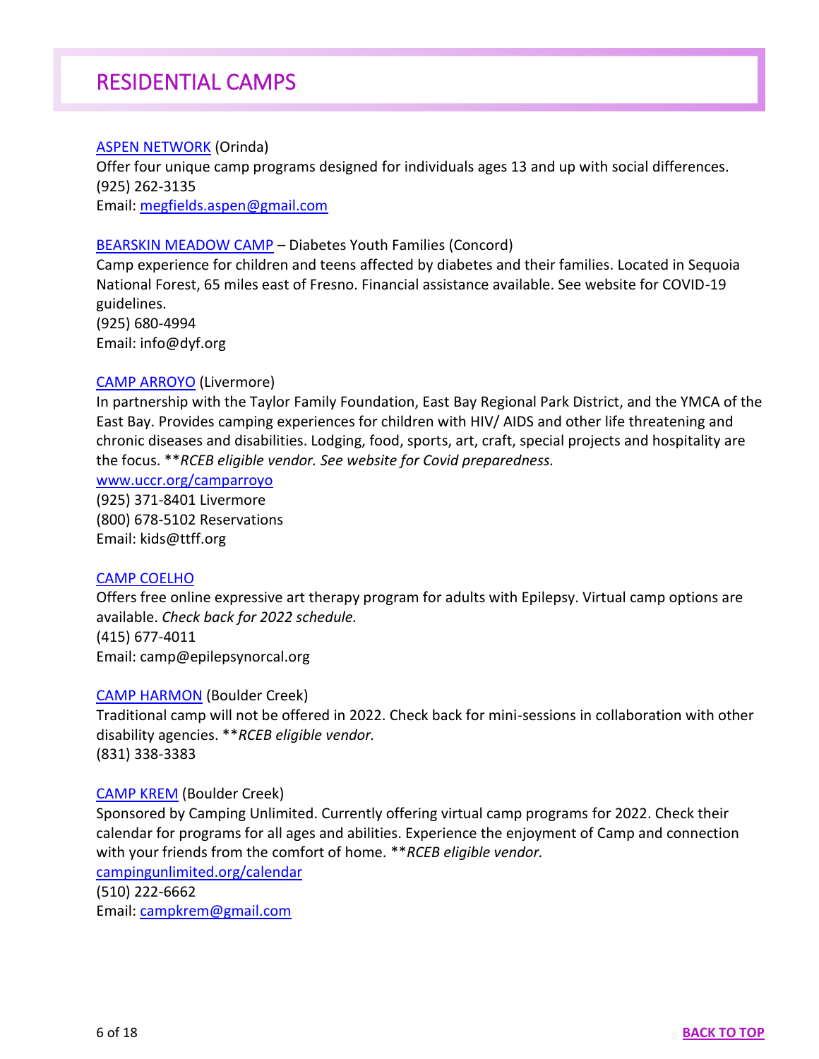# RESIDENTIAL CAMPS

ASPEN NETWORK (Orinda)
Offer four unique camp programs designed for individuals ages 13 and up with social differences.
(925) 262-3135
Email: megfields.aspen@gmail.com

BEARSKIN MEADOW CAMP – Diabetes Youth Families (Concord)
Camp experience for children and teens affected by diabetes and their families. Located in Sequoia National Forest, 65 miles east of Fresno. Financial assistance available. See website for COVID-19 guidelines.
(925) 680-4994
Email: info@dyf.org

CAMP ARROYO (Livermore)
In partnership with the Taylor Family Foundation, East Bay Regional Park District, and the YMCA of the East Bay. Provides camping experiences for children with HIV/ AIDS and other life threatening and chronic diseases and disabilities. Lodging, food, sports, art, craft, special projects and hospitality are the focus. ***RCEB eligible vendor. See website for Covid preparedness.*
www.uccr.org/camparroyo
(925) 371-8401 Livermore
(800) 678-5102 Reservations
Email: kids@ttff.org

CAMP COELHO
Offers free online expressive art therapy program for adults with Epilepsy. Virtual camp options are available. *Check back for 2022 schedule.*
(415) 677-4011
Email: camp@epilepsynorcal.org

CAMP HARMON (Boulder Creek)
Traditional camp will not be offered in 2022. Check back for mini-sessions in collaboration with other disability agencies. ***RCEB eligible vendor.*
(831) 338-3383

CAMP KREM (Boulder Creek)
Sponsored by Camping Unlimited. Currently offering virtual camp programs for 2022. Check their calendar for programs for all ages and abilities. Experience the enjoyment of Camp and connection with your friends from the comfort of home. ***RCEB eligible vendor.*
campingunlimited.org/calendar
(510) 222-6662
Email: campkrem@gmail.com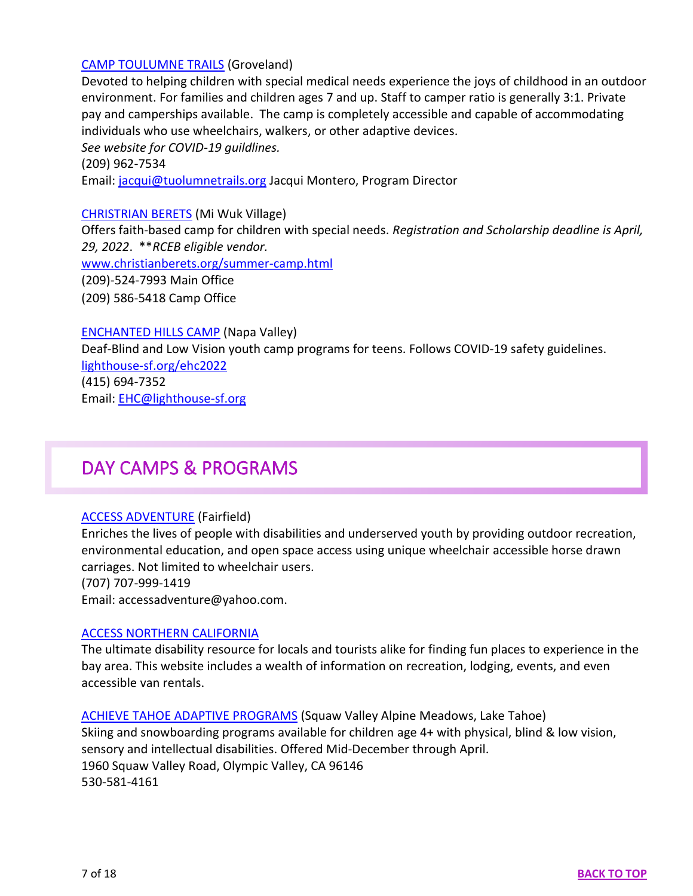[CAMP TOULUMNE TRAILS](#) (Groveland)
Devoted to helping children with special medical needs experience the joys of childhood in an outdoor environment. For families and children ages 7 and up. Staff to camper ratio is generally 3:1. Private pay and camperships available. The camp is completely accessible and capable of accommodating individuals who use wheelchairs, walkers, or other adaptive devices.
*See website for COVID-19 guildlines.*
(209) 962-7534
Email: jacqui@tuolumnetrails.org Jacqui Montero, Program Director

[CHRISTIAN BERETS](#) (Mi Wuk Village)
Offers faith-based camp for children with special needs. *Registration and Scholarship deadline is April, 29, 2022*. \*\**RCEB eligible vendor.*
www.christianberets.org/summer-camp.html
(209)-524-7993 Main Office
(209) 586-5418 Camp Office

[ENCHANTED HILLS CAMP](#) (Napa Valley)
Deaf-Blind and Low Vision youth camp programs for teens. Follows COVID-19 safety guidelines.
lighthouse-sf.org/ehc2022
(415) 694-7352
Email: EHC@lighthouse-sf.org

## DAY CAMPS & PROGRAMS

[ACCESS ADVENTURE](#) (Fairfield)
Enriches the lives of people with disabilities and underserved youth by providing outdoor recreation, environmental education, and open space access using unique wheelchair accessible horse drawn carriages. Not limited to wheelchair users.
(707) 707-999-1419
Email: accessadventure@yahoo.com.

[ACCESS NORTHERN CALIFORNIA](#)
The ultimate disability resource for locals and tourists alike for finding fun places to experience in the bay area. This website includes a wealth of information on recreation, lodging, events, and even accessible van rentals.

[ACHIEVE TAHOE ADAPTIVE PROGRAMS](#) (Squaw Valley Alpine Meadows, Lake Tahoe)
Skiing and snowboarding programs available for children age 4+ with physical, blind & low vision, sensory and intellectual disabilities. Offered Mid-December through April.
1960 Squaw Valley Road, Olympic Valley, CA 96146
530-581-4161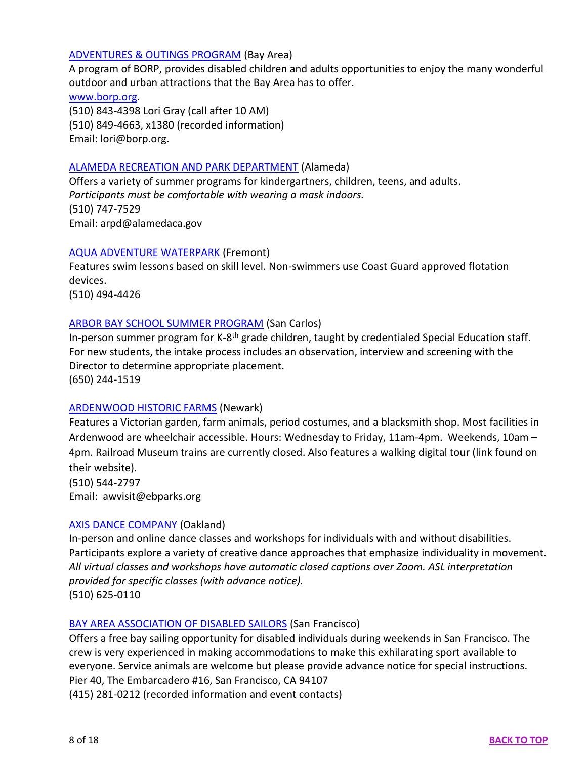[ADVENTURES & OUTINGS PROGRAM](#) (Bay Area)
A program of BORP, provides disabled children and adults opportunities to enjoy the many wonderful outdoor and urban attractions that the Bay Area has to offer.
[www.borp.org](http://www.borp.org).
(510) 843-4398 Lori Gray (call after 10 AM)
(510) 849-4663, x1380 (recorded information)
Email: lori@borp.org.

[ALAMEDA RECREATION AND PARK DEPARTMENT](#) (Alameda)
Offers a variety of summer programs for kindergartners, children, teens, and adults.
*Participants must be comfortable with wearing a mask indoors.*
(510) 747-7529
Email: arpd@alamedaca.gov

[AQUA ADVENTURE WATERPARK](#) (Fremont)
Features swim lessons based on skill level. Non-swimmers use Coast Guard approved flotation devices.
(510) 494-4426

[ARBOR BAY SCHOOL SUMMER PROGRAM](#) (San Carlos)
In-person summer program for K-8th grade children, taught by credentialed Special Education staff. For new students, the intake process includes an observation, interview and screening with the Director to determine appropriate placement.
(650) 244-1519

[ARDENWOOD HISTORIC FARMS](#) (Newark)
Features a Victorian garden, farm animals, period costumes, and a blacksmith shop. Most facilities in Ardenwood are wheelchair accessible. Hours: Wednesday to Friday, 11am-4pm. Weekends, 10am – 4pm. Railroad Museum trains are currently closed. Also features a walking digital tour (link found on their website).
(510) 544-2797
Email: awvisit@ebparks.org

[AXIS DANCE COMPANY](#) (Oakland)
In-person and online dance classes and workshops for individuals with and without disabilities. Participants explore a variety of creative dance approaches that emphasize individuality in movement. *All virtual classes and workshops have automatic closed captions over Zoom. ASL interpretation provided for specific classes (with advance notice).*
(510) 625-0110

[BAY AREA ASSOCIATION OF DISABLED SAILORS](#) (San Francisco)
Offers a free bay sailing opportunity for disabled individuals during weekends in San Francisco. The crew is very experienced in making accommodations to make this exhilarating sport available to everyone. Service animals are welcome but please provide advance notice for special instructions.
Pier 40, The Embarcadero #16, San Francisco, CA 94107
(415) 281-0212 (recorded information and event contacts)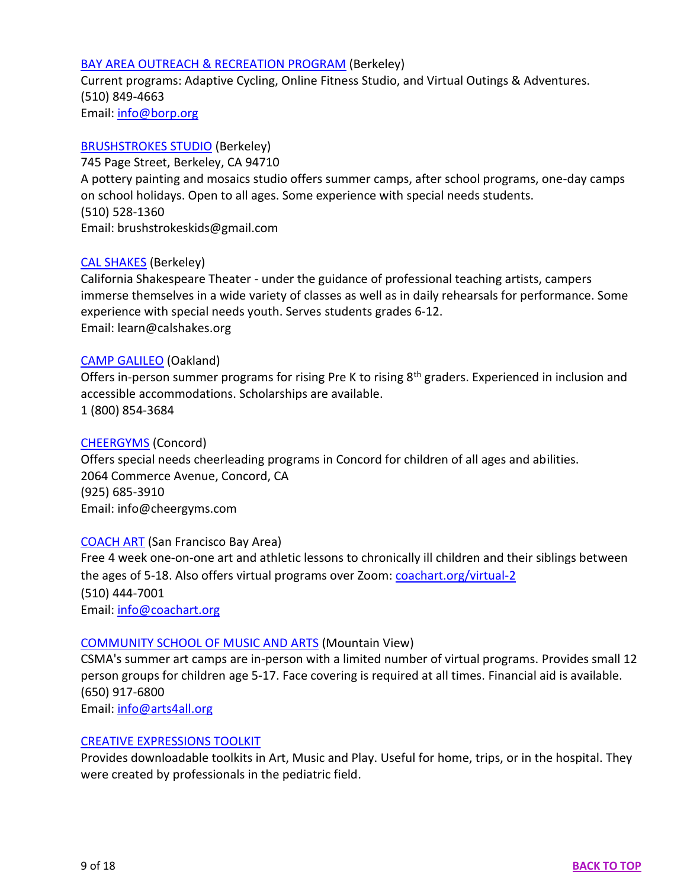[BAY AREA OUTREACH & RECREATION PROGRAM](#) (Berkeley)
Current programs: Adaptive Cycling, Online Fitness Studio, and Virtual Outings & Adventures.
(510) 849-4663
Email: [info@borp.org](mailto:info@borp.org)

[BRUSHSTROKES STUDIO](#) (Berkeley)
745 Page Street, Berkeley, CA 94710
A pottery painting and mosaics studio offers summer camps, after school programs, one-day camps on school holidays. Open to all ages. Some experience with special needs students.
(510) 528-1360
Email: brushstrokeskids@gmail.com

[CAL SHAKES](#) (Berkeley)
California Shakespeare Theater - under the guidance of professional teaching artists, campers immerse themselves in a wide variety of classes as well as in daily rehearsals for performance. Some experience with special needs youth. Serves students grades 6-12.
Email: learn@calshakes.org

[CAMP GALILEO](#) (Oakland)
Offers in-person summer programs for rising Pre K to rising 8th graders. Experienced in inclusion and accessible accommodations. Scholarships are available.
1 (800) 854-3684

[CHEERGYMS](#) (Concord)
Offers special needs cheerleading programs in Concord for children of all ages and abilities.
2064 Commerce Avenue, Concord, CA
(925) 685-3910
Email: info@cheergyms.com

[COACH ART](#) (San Francisco Bay Area)
Free 4 week one-on-one art and athletic lessons to chronically ill children and their siblings between the ages of 5-18. Also offers virtual programs over Zoom: [coachart.org/virtual-2](#)
(510) 444-7001
Email: [info@coachart.org](mailto:info@coachart.org)

[COMMUNITY SCHOOL OF MUSIC AND ARTS](#) (Mountain View)
CSMA's summer art camps are in-person with a limited number of virtual programs. Provides small 12 person groups for children age 5-17. Face covering is required at all times. Financial aid is available.
(650) 917-6800
Email: [info@arts4all.org](mailto:info@arts4all.org)

[CREATIVE EXPRESSIONS TOOLKIT](#)
Provides downloadable toolkits in Art, Music and Play. Useful for home, trips, or in the hospital. They were created by professionals in the pediatric field.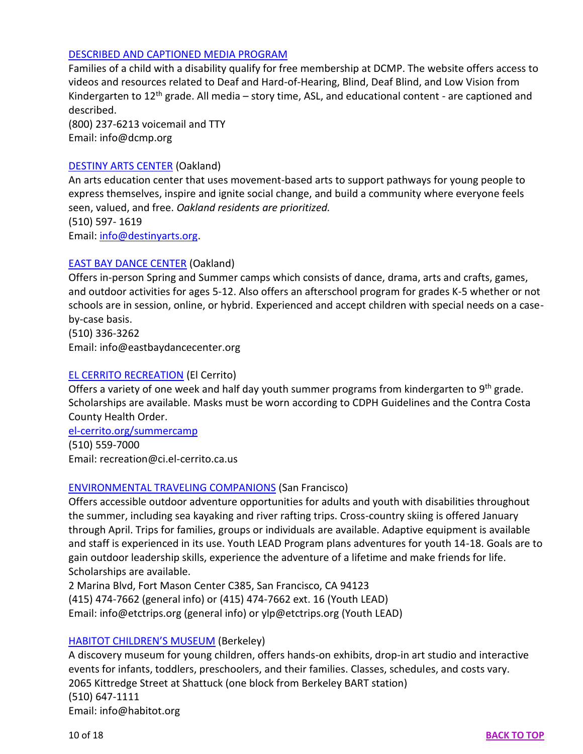[DESCRIBED AND CAPTIONED MEDIA PROGRAM]

Families of a child with a disability qualify for free membership at DCMP. The website offers access to videos and resources related to Deaf and Hard-of-Hearing, Blind, Deaf Blind, and Low Vision from Kindergarten to 12th grade. All media – story time, ASL, and educational content - are captioned and described.

(800) 237-6213 voicemail and TTY
Email: info@dcmp.org

[DESTINY ARTS CENTER] (Oakland)

An arts education center that uses movement-based arts to support pathways for young people to express themselves, inspire and ignite social change, and build a community where everyone feels seen, valued, and free. *Oakland residents are prioritized.*

(510) 597- 1619
Email: info@destinyarts.org.

[EAST BAY DANCE CENTER] (Oakland)

Offers in-person Spring and Summer camps which consists of dance, drama, arts and crafts, games, and outdoor activities for ages 5-12. Also offers an afterschool program for grades K-5 whether or not schools are in session, online, or hybrid. Experienced and accept children with special needs on a case-by-case basis.

(510) 336-3262
Email: info@eastbaydancecenter.org

[EL CERRITO RECREATION] (El Cerrito)

Offers a variety of one week and half day youth summer programs from kindergarten to 9th grade. Scholarships are available. Masks must be worn according to CDPH Guidelines and the Contra Costa County Health Order.

el-cerrito.org/summercamp
(510) 559-7000
Email: recreation@ci.el-cerrito.ca.us

[ENVIRONMENTAL TRAVELING COMPANIONS] (San Francisco)

Offers accessible outdoor adventure opportunities for adults and youth with disabilities throughout the summer, including sea kayaking and river rafting trips. Cross-country skiing is offered January through April. Trips for families, groups or individuals are available. Adaptive equipment is available and staff is experienced in its use. Youth LEAD Program plans adventures for youth 14-18. Goals are to gain outdoor leadership skills, experience the adventure of a lifetime and make friends for life. Scholarships are available.

2 Marina Blvd, Fort Mason Center C385, San Francisco, CA 94123
(415) 474-7662 (general info) or (415) 474-7662 ext. 16 (Youth LEAD)
Email: info@etctrips.org (general info) or ylp@etctrips.org (Youth LEAD)

[HABITOT CHILDREN'S MUSEUM] (Berkeley)

A discovery museum for young children, offers hands-on exhibits, drop-in art studio and interactive events for infants, toddlers, preschoolers, and their families. Classes, schedules, and costs vary.

2065 Kittredge Street at Shattuck (one block from Berkeley BART station)
(510) 647-1111
Email: info@habitot.org

BACK TO TOP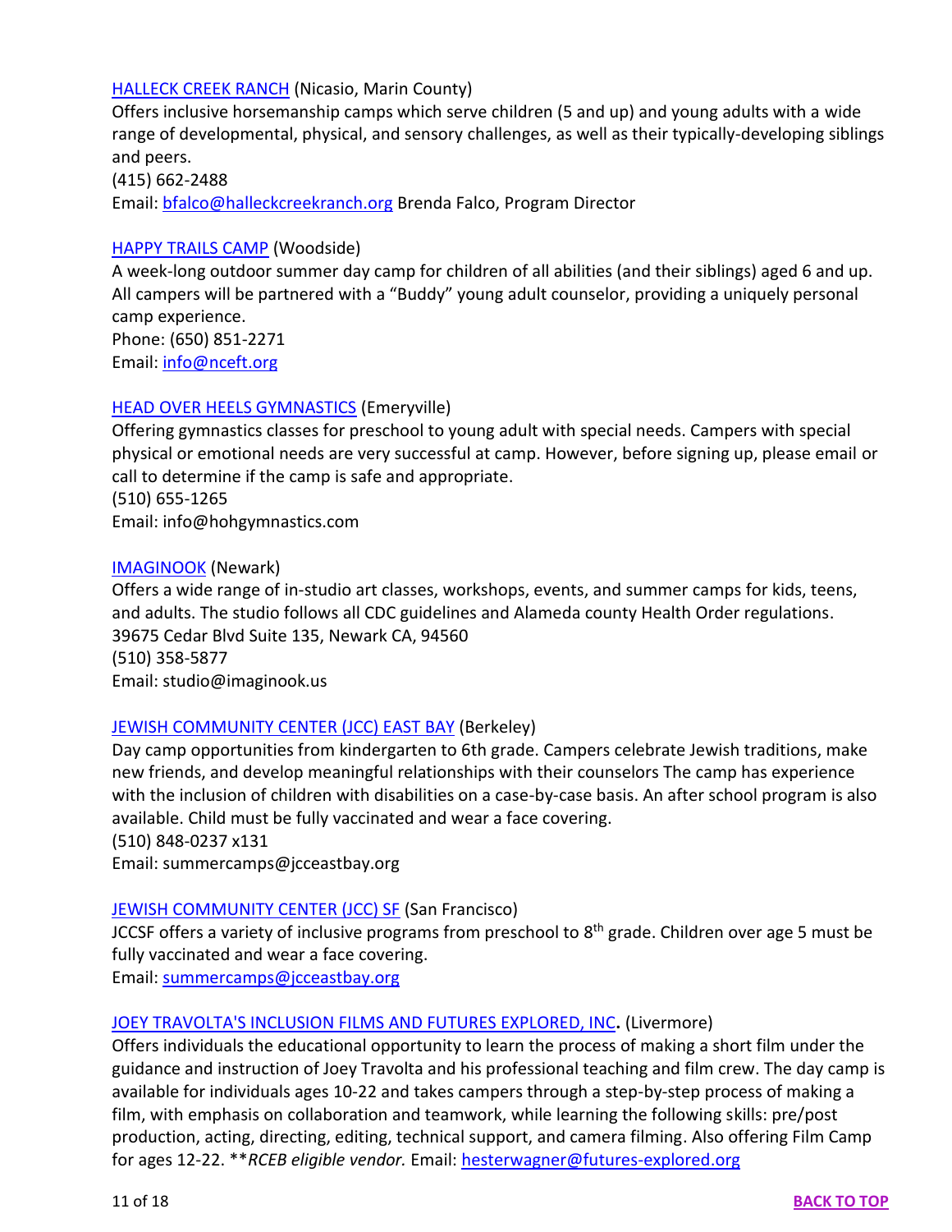[HALLECK CREEK RANCH](#) (Nicasio, Marin County)
Offers inclusive horsemanship camps which serve children (5 and up) and young adults with a wide range of developmental, physical, and sensory challenges, as well as their typically-developing siblings and peers.
(415) 662-2488
Email: bfalco@halleckcreekranch.org Brenda Falco, Program Director

[HAPPY TRAILS CAMP](#) (Woodside)
A week-long outdoor summer day camp for children of all abilities (and their siblings) aged 6 and up. All campers will be partnered with a "Buddy" young adult counselor, providing a uniquely personal camp experience.
Phone: (650) 851-2271
Email: info@nceft.org

[HEAD OVER HEELS GYMNASTICS](#) (Emeryville)
Offering gymnastics classes for preschool to young adult with special needs. Campers with special physical or emotional needs are very successful at camp. However, before signing up, please email or call to determine if the camp is safe and appropriate.
(510) 655-1265
Email: info@hohgymnastics.com

[IMAGINOOK](#) (Newark)
Offers a wide range of in-studio art classes, workshops, events, and summer camps for kids, teens, and adults. The studio follows all CDC guidelines and Alameda county Health Order regulations.
39675 Cedar Blvd Suite 135, Newark CA, 94560
(510) 358-5877
Email: studio@imaginook.us

[JEWISH COMMUNITY CENTER (JCC) EAST BAY](#) (Berkeley)
Day camp opportunities from kindergarten to 6th grade. Campers celebrate Jewish traditions, make new friends, and develop meaningful relationships with their counselors The camp has experience with the inclusion of children with disabilities on a case-by-case basis. An after school program is also available. Child must be fully vaccinated and wear a face covering.
(510) 848-0237 x131
Email: summercamps@jcceastbay.org

[JEWISH COMMUNITY CENTER (JCC) SF](#) (San Francisco)
JCCSF offers a variety of inclusive programs from preschool to 8th grade. Children over age 5 must be fully vaccinated and wear a face covering.
Email: summercamps@jcceastbay.org

[JOEY TRAVOLTA'S INCLUSION FILMS AND FUTURES EXPLORED, INC](#)**.** (Livermore)
Offers individuals the educational opportunity to learn the process of making a short film under the guidance and instruction of Joey Travolta and his professional teaching and film crew. The day camp is available for individuals ages 10-22 and takes campers through a step-by-step process of making a film, with emphasis on collaboration and teamwork, while learning the following skills: pre/post production, acting, directing, editing, technical support, and camera filming. Also offering Film Camp for ages 12-22. ***RCEB eligible vendor.* Email: hesterwagner@futures-explored.org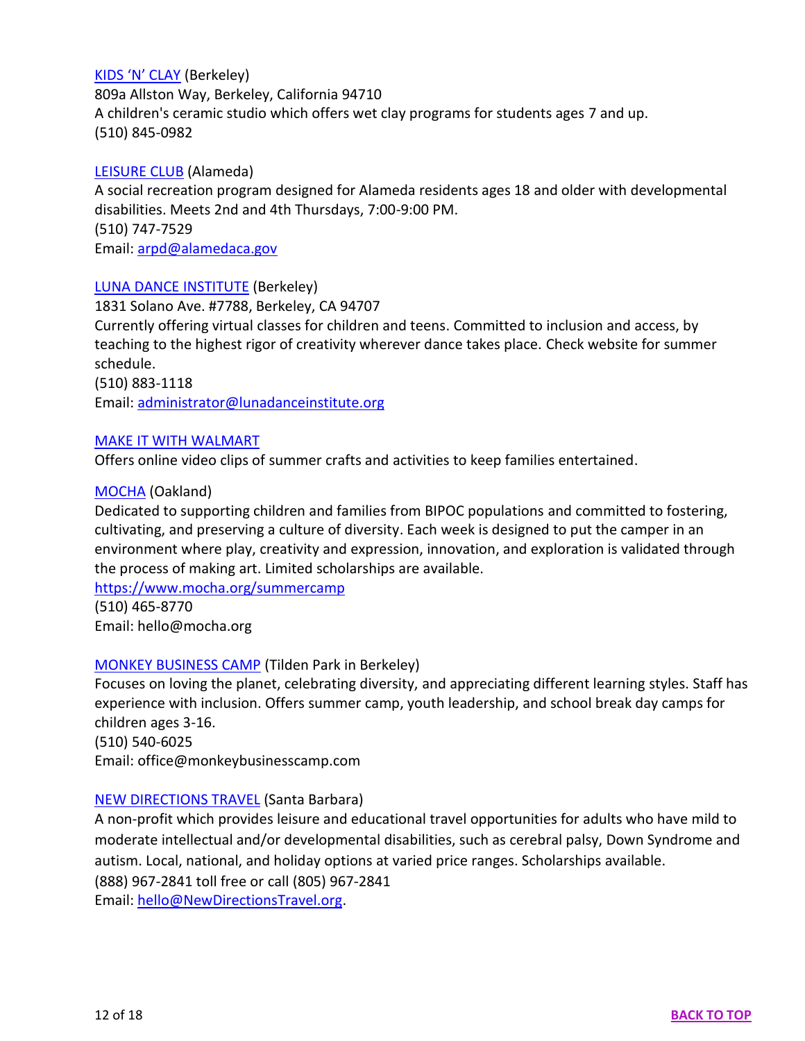KIDS 'N' CLAY (Berkeley)
809a Allston Way, Berkeley, California 94710
A children's ceramic studio which offers wet clay programs for students ages 7 and up.
(510) 845-0982

LEISURE CLUB (Alameda)
A social recreation program designed for Alameda residents ages 18 and older with developmental disabilities. Meets 2nd and 4th Thursdays, 7:00-9:00 PM.
(510) 747-7529
Email: arpd@alamedaca.gov

LUNA DANCE INSTITUTE (Berkeley)
1831 Solano Ave. #7788, Berkeley, CA 94707
Currently offering virtual classes for children and teens. Committed to inclusion and access, by teaching to the highest rigor of creativity wherever dance takes place. Check website for summer schedule.
(510) 883-1118
Email: administrator@lunadanceinstitute.org

MAKE IT WITH WALMART
Offers online video clips of summer crafts and activities to keep families entertained.

MOCHA (Oakland)
Dedicated to supporting children and families from BIPOC populations and committed to fostering, cultivating, and preserving a culture of diversity. Each week is designed to put the camper in an environment where play, creativity and expression, innovation, and exploration is validated through the process of making art. Limited scholarships are available.
https://www.mocha.org/summercamp
(510) 465-8770
Email: hello@mocha.org

MONKEY BUSINESS CAMP (Tilden Park in Berkeley)
Focuses on loving the planet, celebrating diversity, and appreciating different learning styles. Staff has experience with inclusion. Offers summer camp, youth leadership, and school break day camps for children ages 3-16.
(510) 540-6025
Email: office@monkeybusinesscamp.com

NEW DIRECTIONS TRAVEL (Santa Barbara)
A non-profit which provides leisure and educational travel opportunities for adults who have mild to moderate intellectual and/or developmental disabilities, such as cerebral palsy, Down Syndrome and autism. Local, national, and holiday options at varied price ranges. Scholarships available.
(888) 967-2841 toll free or call (805) 967-2841
Email: hello@NewDirectionsTravel.org.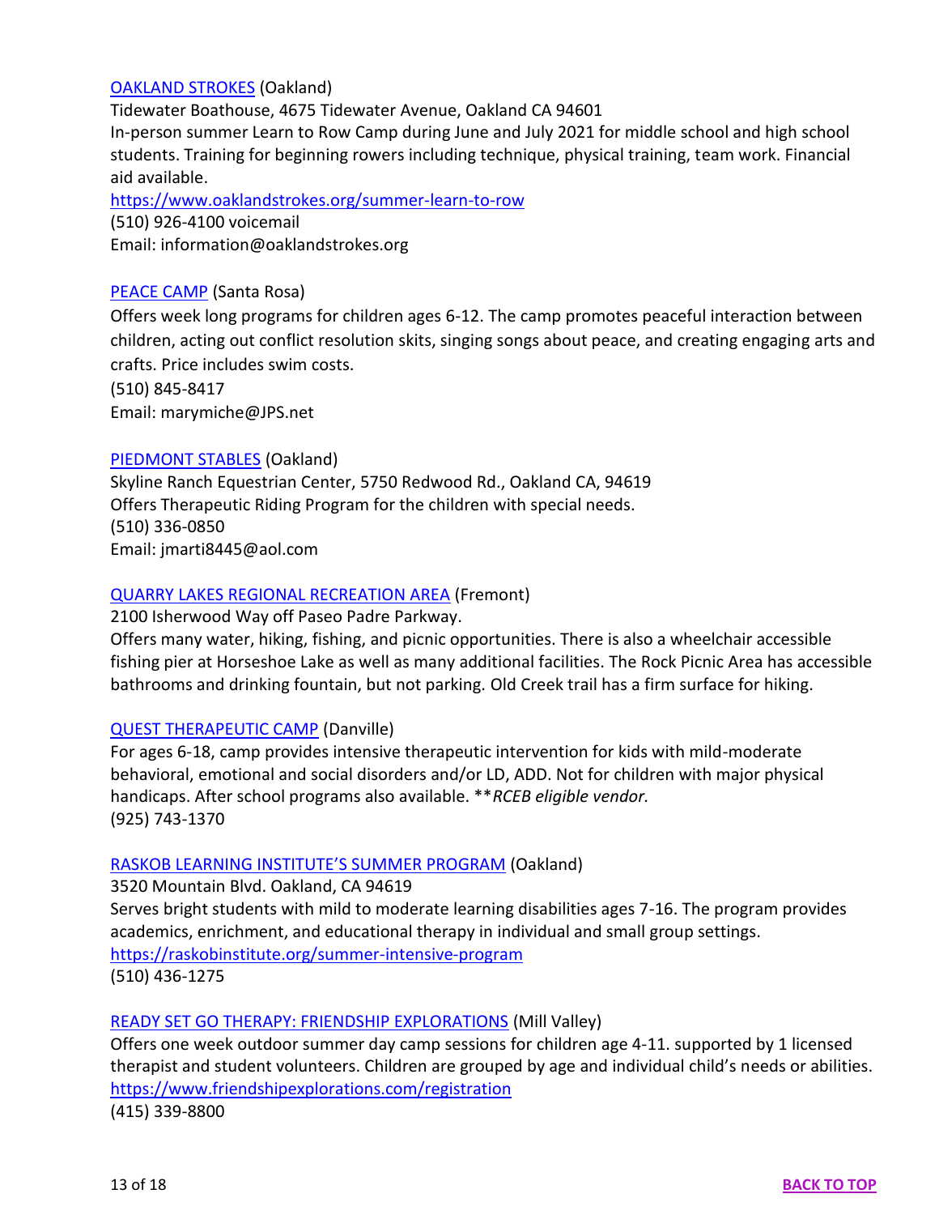[OAKLAND STROKES](https://www.oaklandstrokes.org/summer-learn-to-row) (Oakland)
Tidewater Boathouse, 4675 Tidewater Avenue, Oakland CA 94601
In-person summer Learn to Row Camp during June and July 2021 for middle school and high school students. Training for beginning rowers including technique, physical training, team work. Financial aid available.
https://www.oaklandstrokes.org/summer-learn-to-row
(510) 926-4100 voicemail
Email: information@oaklandstrokes.org

PEACE CAMP (Santa Rosa)
Offers week long programs for children ages 6-12. The camp promotes peaceful interaction between children, acting out conflict resolution skits, singing songs about peace, and creating engaging arts and crafts. Price includes swim costs.
(510) 845-8417
Email: marymiche@JPS.net

PIEDMONT STABLES (Oakland)
Skyline Ranch Equestrian Center, 5750 Redwood Rd., Oakland CA, 94619
Offers Therapeutic Riding Program for the children with special needs.
(510) 336-0850
Email: jmarti8445@aol.com

QUARRY LAKES REGIONAL RECREATION AREA (Fremont)
2100 Isherwood Way off Paseo Padre Parkway.
Offers many water, hiking, fishing, and picnic opportunities. There is also a wheelchair accessible fishing pier at Horseshoe Lake as well as many additional facilities. The Rock Picnic Area has accessible bathrooms and drinking fountain, but not parking. Old Creek trail has a firm surface for hiking.

QUEST THERAPEUTIC CAMP (Danville)
For ages 6-18, camp provides intensive therapeutic intervention for kids with mild-moderate behavioral, emotional and social disorders and/or LD, ADD. Not for children with major physical handicaps. After school programs also available. ***RCEB eligible vendor.*
(925) 743-1370

[RASKOB LEARNING INSTITUTE'S SUMMER PROGRAM](https://raskobinstitute.org/summer-intensive-program) (Oakland)
3520 Mountain Blvd. Oakland, CA 94619
Serves bright students with mild to moderate learning disabilities ages 7-16. The program provides academics, enrichment, and educational therapy in individual and small group settings.
https://raskobinstitute.org/summer-intensive-program
(510) 436-1275

[READY SET GO THERAPY: FRIENDSHIP EXPLORATIONS](https://www.friendshipexplorations.com/registration) (Mill Valley)
Offers one week outdoor summer day camp sessions for children age 4-11. supported by 1 licensed therapist and student volunteers. Children are grouped by age and individual child's needs or abilities.
https://www.friendshipexplorations.com/registration
(415) 339-8800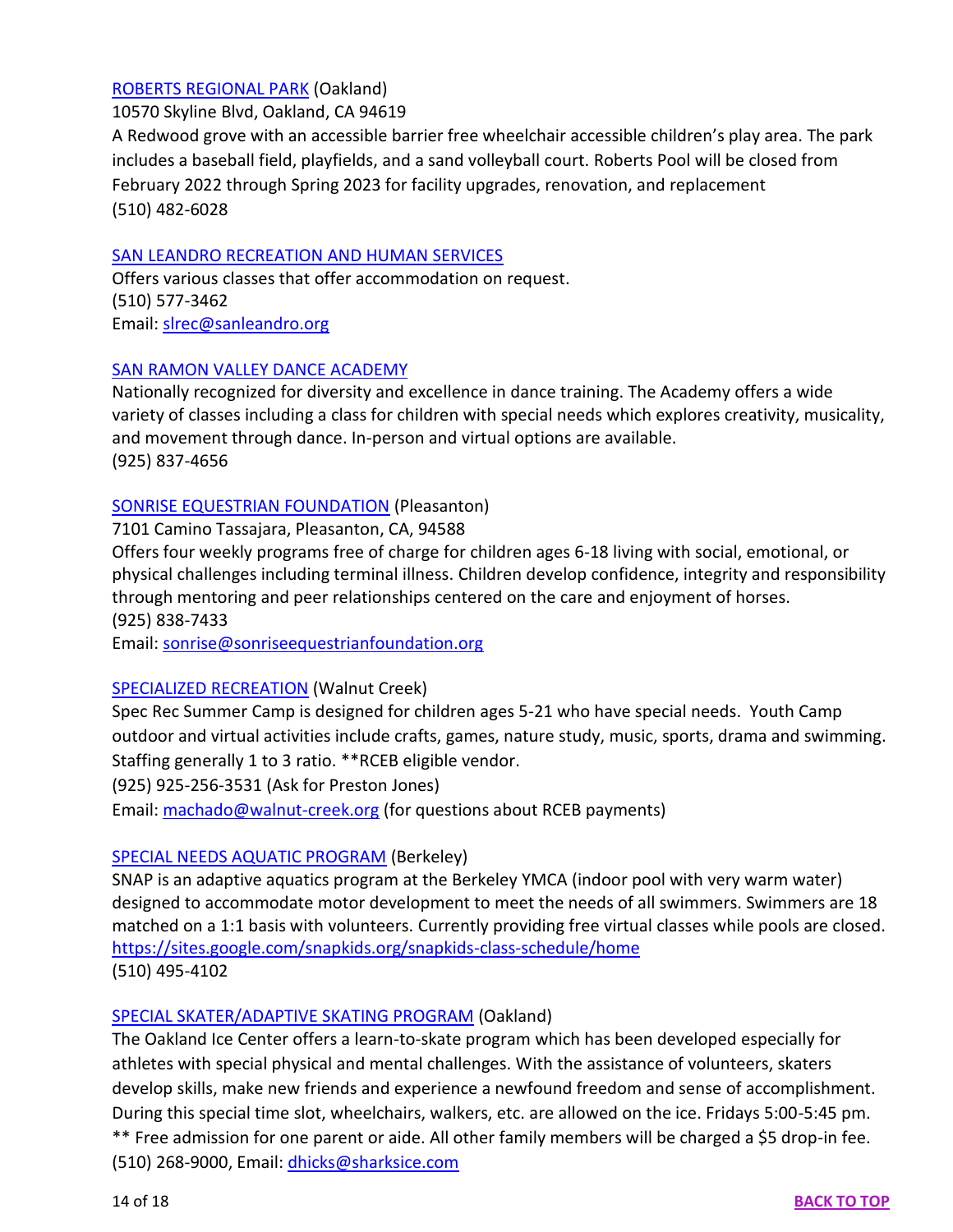[ROBERTS REGIONAL PARK](#) (Oakland)
10570 Skyline Blvd, Oakland, CA 94619
A Redwood grove with an accessible barrier free wheelchair accessible children's play area. The park includes a baseball field, playfields, and a sand volleyball court. Roberts Pool will be closed from February 2022 through Spring 2023 for facility upgrades, renovation, and replacement
(510) 482-6028

[SAN LEANDRO RECREATION AND HUMAN SERVICES](#)
Offers various classes that offer accommodation on request.
(510) 577-3462
Email: slrec@sanleandro.org

[SAN RAMON VALLEY DANCE ACADEMY](#)
Nationally recognized for diversity and excellence in dance training. The Academy offers a wide variety of classes including a class for children with special needs which explores creativity, musicality, and movement through dance. In-person and virtual options are available.
(925) 837-4656

[SONRISE EQUESTRIAN FOUNDATION](#) (Pleasanton)
7101 Camino Tassajara, Pleasanton, CA, 94588
Offers four weekly programs free of charge for children ages 6-18 living with social, emotional, or physical challenges including terminal illness. Children develop confidence, integrity and responsibility through mentoring and peer relationships centered on the care and enjoyment of horses.
(925) 838-7433
Email: sonrise@sonriseequestrianfoundation.org

[SPECIALIZED RECREATION](#) (Walnut Creek)
Spec Rec Summer Camp is designed for children ages 5-21 who have special needs. Youth Camp outdoor and virtual activities include crafts, games, nature study, music, sports, drama and swimming. Staffing generally 1 to 3 ratio. **RCEB eligible vendor.
(925) 925-256-3531 (Ask for Preston Jones)
Email: machado@walnut-creek.org (for questions about RCEB payments)

[SPECIAL NEEDS AQUATIC PROGRAM](#) (Berkeley)
SNAP is an adaptive aquatics program at the Berkeley YMCA (indoor pool with very warm water) designed to accommodate motor development to meet the needs of all swimmers. Swimmers are 18 matched on a 1:1 basis with volunteers. Currently providing free virtual classes while pools are closed.
https://sites.google.com/snapkids.org/snapkids-class-schedule/home
(510) 495-4102

[SPECIAL SKATER/ADAPTIVE SKATING PROGRAM](#) (Oakland)
The Oakland Ice Center offers a learn-to-skate program which has been developed especially for athletes with special physical and mental challenges. With the assistance of volunteers, skaters develop skills, make new friends and experience a newfound freedom and sense of accomplishment. During this special time slot, wheelchairs, walkers, etc. are allowed on the ice. Fridays 5:00-5:45 pm.
** Free admission for one parent or aide. All other family members will be charged a $5 drop-in fee.
(510) 268-9000, Email: dhicks@sharksice.com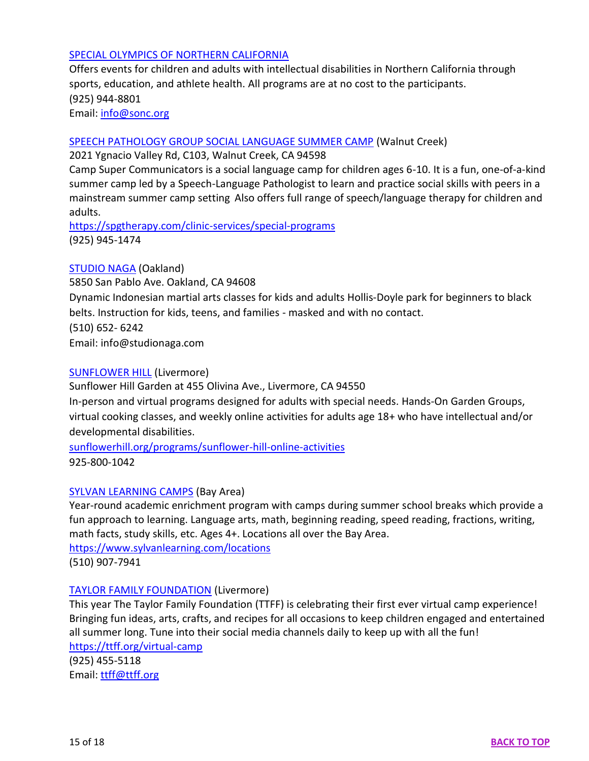[SPECIAL OLYMPICS OF NORTHERN CALIFORNIA]

Offers events for children and adults with intellectual disabilities in Northern California through sports, education, and athlete health. All programs are at no cost to the participants.
(925) 944-8801
Email: info@sonc.org

[SPEECH PATHOLOGY GROUP SOCIAL LANGUAGE SUMMER CAMP] (Walnut Creek)

2021 Ygnacio Valley Rd, C103, Walnut Creek, CA 94598
Camp Super Communicators is a social language camp for children ages 6-10. It is a fun, one-of-a-kind summer camp led by a Speech-Language Pathologist to learn and practice social skills with peers in a mainstream summer camp setting  Also offers full range of speech/language therapy for children and adults.
https://spgtherapy.com/clinic-services/special-programs
(925) 945-1474

[STUDIO NAGA] (Oakland)

5850 San Pablo Ave. Oakland, CA 94608
Dynamic Indonesian martial arts classes for kids and adults Hollis-Doyle park for beginners to black belts. Instruction for kids, teens, and families - masked and with no contact.
(510) 652- 6242
Email: info@studionaga.com

[SUNFLOWER HILL] (Livermore)

Sunflower Hill Garden at 455 Olivina Ave., Livermore, CA 94550
In-person and virtual programs designed for adults with special needs. Hands-On Garden Groups, virtual cooking classes, and weekly online activities for adults age 18+ who have intellectual and/or developmental disabilities.
sunflowerhill.org/programs/sunflower-hill-online-activities
925-800-1042

[SYLVAN LEARNING CAMPS] (Bay Area)

Year-round academic enrichment program with camps during summer school breaks which provide a fun approach to learning. Language arts, math, beginning reading, speed reading, fractions, writing, math facts, study skills, etc. Ages 4+. Locations all over the Bay Area.
https://www.sylvanlearning.com/locations
(510) 907-7941

[TAYLOR FAMILY FOUNDATION] (Livermore)

This year The Taylor Family Foundation (TTFF) is celebrating their first ever virtual camp experience! Bringing fun ideas, arts, crafts, and recipes for all occasions to keep children engaged and entertained all summer long. Tune into their social media channels daily to keep up with all the fun!
https://ttff.org/virtual-camp
(925) 455-5118
Email: ttff@ttff.org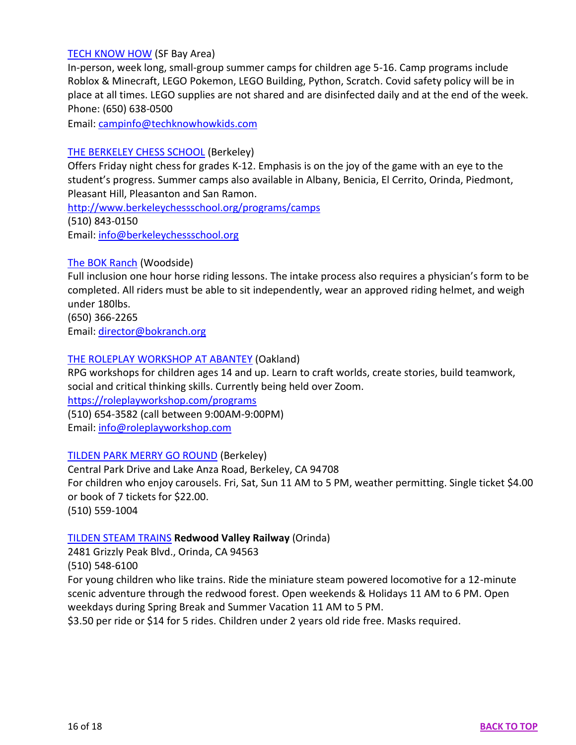[TECH KNOW HOW](#) (SF Bay Area)
In-person, week long, small-group summer camps for children age 5-16. Camp programs include Roblox & Minecraft, LEGO Pokemon, LEGO Building, Python, Scratch. Covid safety policy will be in place at all times. LEGO supplies are not shared and are disinfected daily and at the end of the week.
Phone: (650) 638-0500
Email: campinfo@techknowhowkids.com

[THE BERKELEY CHESS SCHOOL](#) (Berkeley)
Offers Friday night chess for grades K-12. Emphasis is on the joy of the game with an eye to the student's progress. Summer camps also available in Albany, Benicia, El Cerrito, Orinda, Piedmont, Pleasant Hill, Pleasanton and San Ramon.
http://www.berkeleychessschool.org/programs/camps
(510) 843-0150
Email: info@berkeleychessschool.org

[The BOK Ranch](#) (Woodside)
Full inclusion one hour horse riding lessons. The intake process also requires a physician's form to be completed. All riders must be able to sit independently, wear an approved riding helmet, and weigh under 180lbs.
(650) 366-2265
Email: director@bokranch.org

[THE ROLEPLAY WORKSHOP AT ABANTEY](#) (Oakland)
RPG workshops for children ages 14 and up. Learn to craft worlds, create stories, build teamwork, social and critical thinking skills. Currently being held over Zoom.
https://roleplayworkshop.com/programs
(510) 654-3582 (call between 9:00AM-9:00PM)
Email: info@roleplayworkshop.com

[TILDEN PARK MERRY GO ROUND](#) (Berkeley)
Central Park Drive and Lake Anza Road, Berkeley, CA 94708
For children who enjoy carousels. Fri, Sat, Sun 11 AM to 5 PM, weather permitting. Single ticket $4.00 or book of 7 tickets for $22.00.
(510) 559-1004

[TILDEN STEAM TRAINS](#) **Redwood Valley Railway** (Orinda)
2481 Grizzly Peak Blvd., Orinda, CA 94563
(510) 548-6100
For young children who like trains. Ride the miniature steam powered locomotive for a 12-minute scenic adventure through the redwood forest. Open weekends & Holidays 11 AM to 6 PM. Open weekdays during Spring Break and Summer Vacation 11 AM to 5 PM.
$3.50 per ride or $14 for 5 rides. Children under 2 years old ride free. Masks required.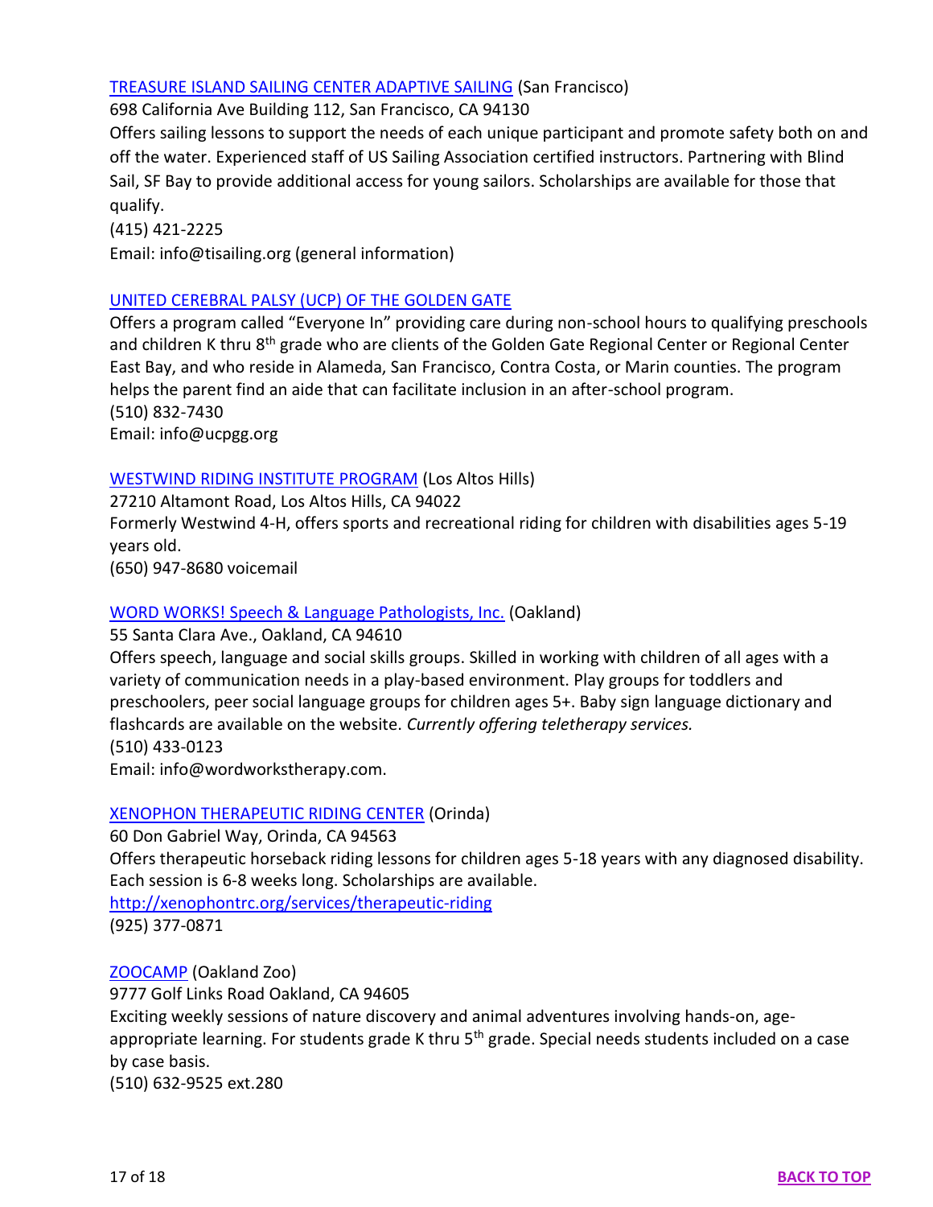[TREASURE ISLAND SAILING CENTER ADAPTIVE SAILING]() (San Francisco)
698 California Ave Building 112, San Francisco, CA 94130
Offers sailing lessons to support the needs of each unique participant and promote safety both on and off the water. Experienced staff of US Sailing Association certified instructors. Partnering with Blind Sail, SF Bay to provide additional access for young sailors. Scholarships are available for those that qualify.
(415) 421-2225
Email: info@tisailing.org (general information)

[UNITED CEREBRAL PALSY (UCP) OF THE GOLDEN GATE]()
Offers a program called "Everyone In" providing care during non-school hours to qualifying preschools and children K thru 8th grade who are clients of the Golden Gate Regional Center or Regional Center East Bay, and who reside in Alameda, San Francisco, Contra Costa, or Marin counties. The program helps the parent find an aide that can facilitate inclusion in an after-school program.
(510) 832-7430
Email: info@ucpgg.org

[WESTWIND RIDING INSTITUTE PROGRAM]() (Los Altos Hills)
27210 Altamont Road, Los Altos Hills, CA 94022
Formerly Westwind 4-H, offers sports and recreational riding for children with disabilities ages 5-19 years old.
(650) 947-8680 voicemail

[WORD WORKS! Speech & Language Pathologists, Inc.]() (Oakland)
55 Santa Clara Ave., Oakland, CA 94610
Offers speech, language and social skills groups. Skilled in working with children of all ages with a variety of communication needs in a play-based environment. Play groups for toddlers and preschoolers, peer social language groups for children ages 5+. Baby sign language dictionary and flashcards are available on the website. *Currently offering teletherapy services.*
(510) 433-0123
Email: info@wordworkstherapy.com.

[XENOPHON THERAPEUTIC RIDING CENTER]() (Orinda)
60 Don Gabriel Way, Orinda, CA 94563
Offers therapeutic horseback riding lessons for children ages 5-18 years with any diagnosed disability. Each session is 6-8 weeks long. Scholarships are available.
http://xenophontrc.org/services/therapeutic-riding
(925) 377-0871

[ZOOCAMP]() (Oakland Zoo)
9777 Golf Links Road Oakland, CA 94605
Exciting weekly sessions of nature discovery and animal adventures involving hands-on, age-appropriate learning. For students grade K thru 5th grade. Special needs students included on a case by case basis.
(510) 632-9525 ext.280

[BACK TO TOP]()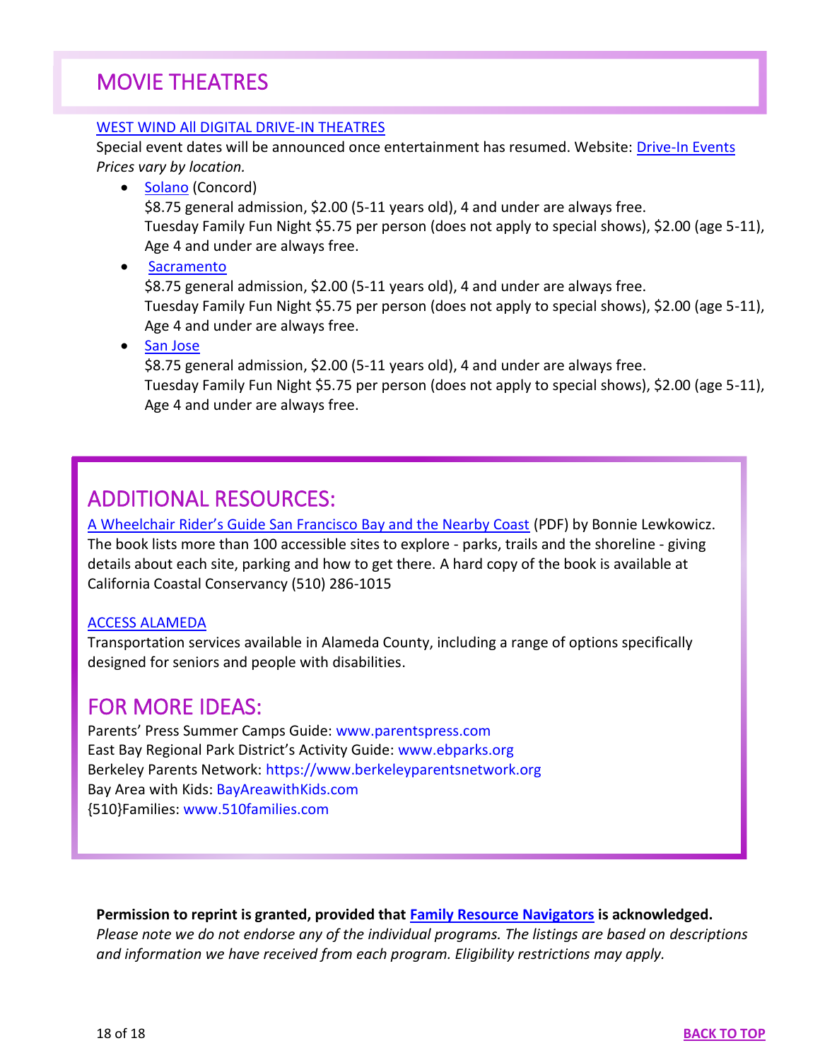# MOVIE THEATRES

WEST WIND All DIGITAL DRIVE-IN THEATRES

Special event dates will be announced once entertainment has resumed. Website: Drive-In Events

*Prices vary by location.*

- Solano (Concord)
  $8.75 general admission, $2.00 (5-11 years old), 4 and under are always free.
  Tuesday Family Fun Night $5.75 per person (does not apply to special shows), $2.00 (age 5-11), Age 4 and under are always free.
- Sacramento
  $8.75 general admission, $2.00 (5-11 years old), 4 and under are always free.
  Tuesday Family Fun Night $5.75 per person (does not apply to special shows), $2.00 (age 5-11), Age 4 and under are always free.
- San Jose
  $8.75 general admission, $2.00 (5-11 years old), 4 and under are always free.
  Tuesday Family Fun Night $5.75 per person (does not apply to special shows), $2.00 (age 5-11), Age 4 and under are always free.

# ADDITIONAL RESOURCES:

A Wheelchair Rider's Guide San Francisco Bay and the Nearby Coast (PDF) by Bonnie Lewkowicz. The book lists more than 100 accessible sites to explore - parks, trails and the shoreline - giving details about each site, parking and how to get there. A hard copy of the book is available at California Coastal Conservancy (510) 286-1015

ACCESS ALAMEDA

Transportation services available in Alameda County, including a range of options specifically designed for seniors and people with disabilities.

# FOR MORE IDEAS:

Parents' Press Summer Camps Guide: www.parentspress.com
East Bay Regional Park District's Activity Guide: www.ebparks.org
Berkeley Parents Network: https://www.berkeleyparentsnetwork.org
Bay Area with Kids: BayAreawithKids.com
{510}Families: www.510families.com

**Permission to reprint is granted, provided that Family Resource Navigators is acknowledged.**
*Please note we do not endorse any of the individual programs. The listings are based on descriptions and information we have received from each program. Eligibility restrictions may apply.*

BACK TO TOP